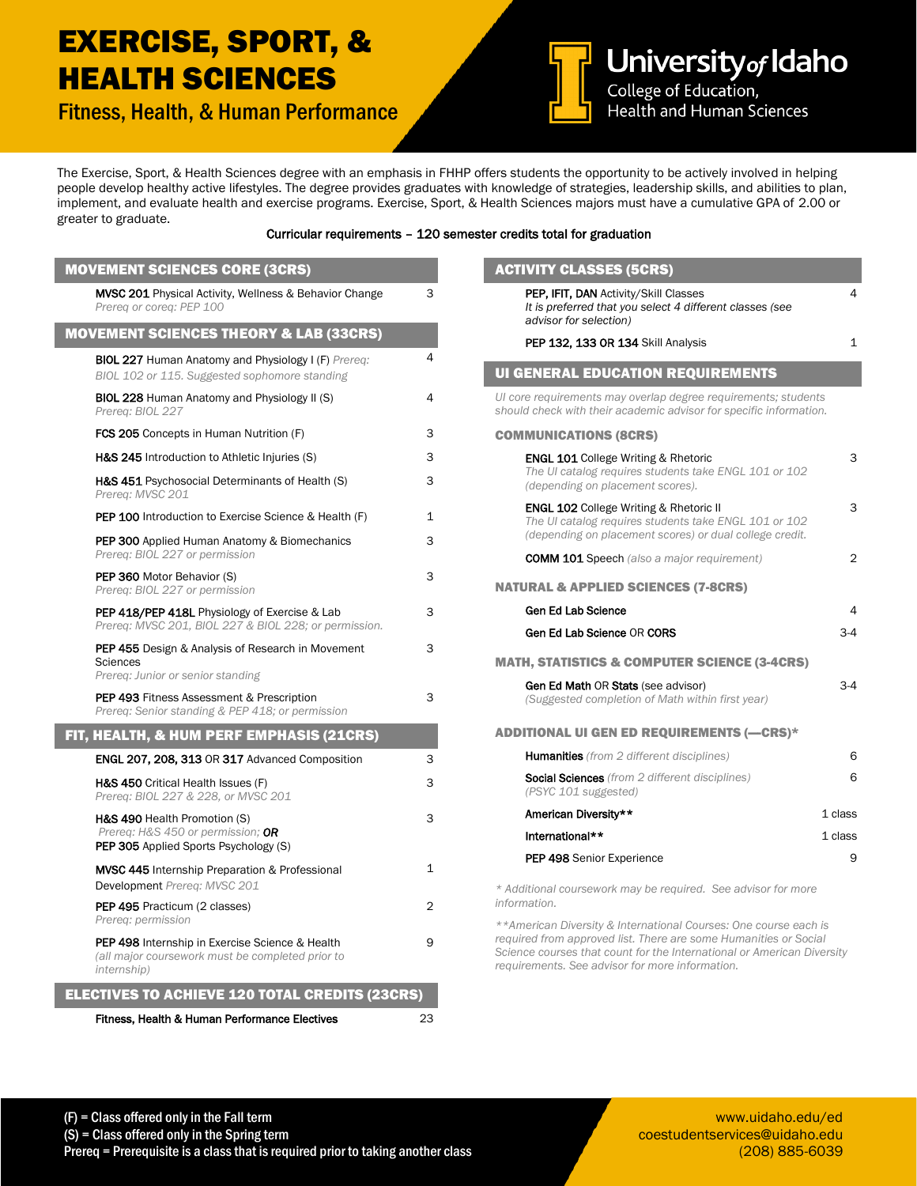# EXERCISE, SPORT, & HEALTH SCIENCES

## Fitness, Health, & Human Performance

University of Idaho
College of Education, Health and Human Sciences

The Exercise, Sport, & Health Sciences degree with an emphasis in FHHP offers students the opportunity to be actively involved in helping people develop healthy active lifestyles. The degree provides graduates with knowledge of strategies, leadership skills, and abilities to plan, implement, and evaluate health and exercise programs. Exercise, Sport, & Health Sciences majors must have a cumulative GPA of 2.00 or greater to graduate.

**Curricular requirements – 120 semester credits total for graduation**

### MOVEMENT SCIENCES CORE (3CRS)

| Course | Credits |
|---|---|
| **MVSC 201** Physical Activity, Wellness & Behavior Change *Prereq or coreq: PEP 100* | 3 |

### MOVEMENT SCIENCES THEORY & LAB (33CRS)

| Course | Credits |
|---|---|
| **BIOL 227** Human Anatomy and Physiology I (F) *Prereq: BIOL 102 or 115. Suggested sophomore standing* | 4 |
| **BIOL 228** Human Anatomy and Physiology II (S) *Prereq: BIOL 227* | 4 |
| **FCS 205** Concepts in Human Nutrition (F) | 3 |
| **H&S 245** Introduction to Athletic Injuries (S) | 3 |
| **H&S 451** Psychosocial Determinants of Health (S) *Prereq: MVSC 201* | 3 |
| **PEP 100** Introduction to Exercise Science & Health (F) | 1 |
| **PEP 300** Applied Human Anatomy & Biomechanics *Prereq: BIOL 227 or permission* | 3 |
| **PEP 360** Motor Behavior (S) *Prereq: BIOL 227 or permission* | 3 |
| **PEP 418/PEP 418L** Physiology of Exercise & Lab *Prereq: MVSC 201, BIOL 227 & BIOL 228; or permission.* | 3 |
| **PEP 455** Design & Analysis of Research in Movement Sciences *Prereq: Junior or senior standing* | 3 |
| **PEP 493** Fitness Assessment & Prescription *Prereq: Senior standing & PEP 418; or permission* | 3 |

### FIT, HEALTH, & HUM PERF EMPHASIS (21CRS)

| Course | Credits |
|---|---|
| **ENGL 207, 208, 313** OR **317** Advanced Composition | 3 |
| **H&S 450** Critical Health Issues (F) *Prereq: BIOL 227 & 228, or MVSC 201* | 3 |
| **H&S 490** Health Promotion (S) *Prereq: H&S 450 or permission;* ***OR*** **PEP 305** Applied Sports Psychology (S) | 3 |
| **MVSC 445** Internship Preparation & Professional Development *Prereq: MVSC 201* | 1 |
| **PEP 495** Practicum (2 classes) *Prereq: permission* | 2 |
| **PEP 498** Internship in Exercise Science & Health *(all major coursework must be completed prior to internship)* | 9 |

### ELECTIVES TO ACHIEVE 120 TOTAL CREDITS (23CRS)

| Course | Credits |
|---|---|
| **Fitness, Health & Human Performance Electives** | 23 |

### ACTIVITY CLASSES (5CRS)

| Course | Credits |
|---|---|
| **PEP, IFIT, DAN** Activity/Skill Classes *It is preferred that you select 4 different classes (see advisor for selection)* | 4 |
| **PEP 132, 133 OR 134** Skill Analysis | 1 |

### UI GENERAL EDUCATION REQUIREMENTS

*UI core requirements may overlap degree requirements; students should check with their academic advisor for specific information.*

#### COMMUNICATIONS (8CRS)

| Course | Credits |
|---|---|
| **ENGL 101** College Writing & Rhetoric *The UI catalog requires students take ENGL 101 or 102 (depending on placement scores).* | 3 |
| **ENGL 102** College Writing & Rhetoric II *The UI catalog requires students take ENGL 101 or 102 (depending on placement scores) or dual college credit.* | 3 |
| **COMM 101** Speech *(also a major requirement)* | 2 |

#### NATURAL & APPLIED SCIENCES (7-8CRS)

| Course | Credits |
|---|---|
| **Gen Ed Lab Science** | 4 |
| **Gen Ed Lab Science** OR **CORS** | 3-4 |

#### MATH, STATISTICS & COMPUTER SCIENCE (3-4CRS)

| Course | Credits |
|---|---|
| **Gen Ed Math** OR **Stats** (see advisor) *(Suggested completion of Math within first year)* | 3-4 |

#### ADDITIONAL UI GEN ED REQUIREMENTS (—CRS)*

| Course | Credits |
|---|---|
| **Humanities** *(from 2 different disciplines)* | 6 |
| **Social Sciences** *(from 2 different disciplines) (PSYC 101 suggested)* | 6 |
| **American Diversity**** | 1 class |
| **International**** | 1 class |
| **PEP 498** Senior Experience | 9 |

*\* Additional coursework may be required. See advisor for more information.*

*\*\*American Diversity & International Courses: One course each is required from approved list. There are some Humanities or Social Science courses that count for the International or American Diversity requirements. See advisor for more information.*

(F) = Class offered only in the Fall term
(S) = Class offered only in the Spring term
Prereq = Prerequisite is a class that is required prior to taking another class

www.uidaho.edu/ed
coestudentservices@uidaho.edu
(208) 885-6039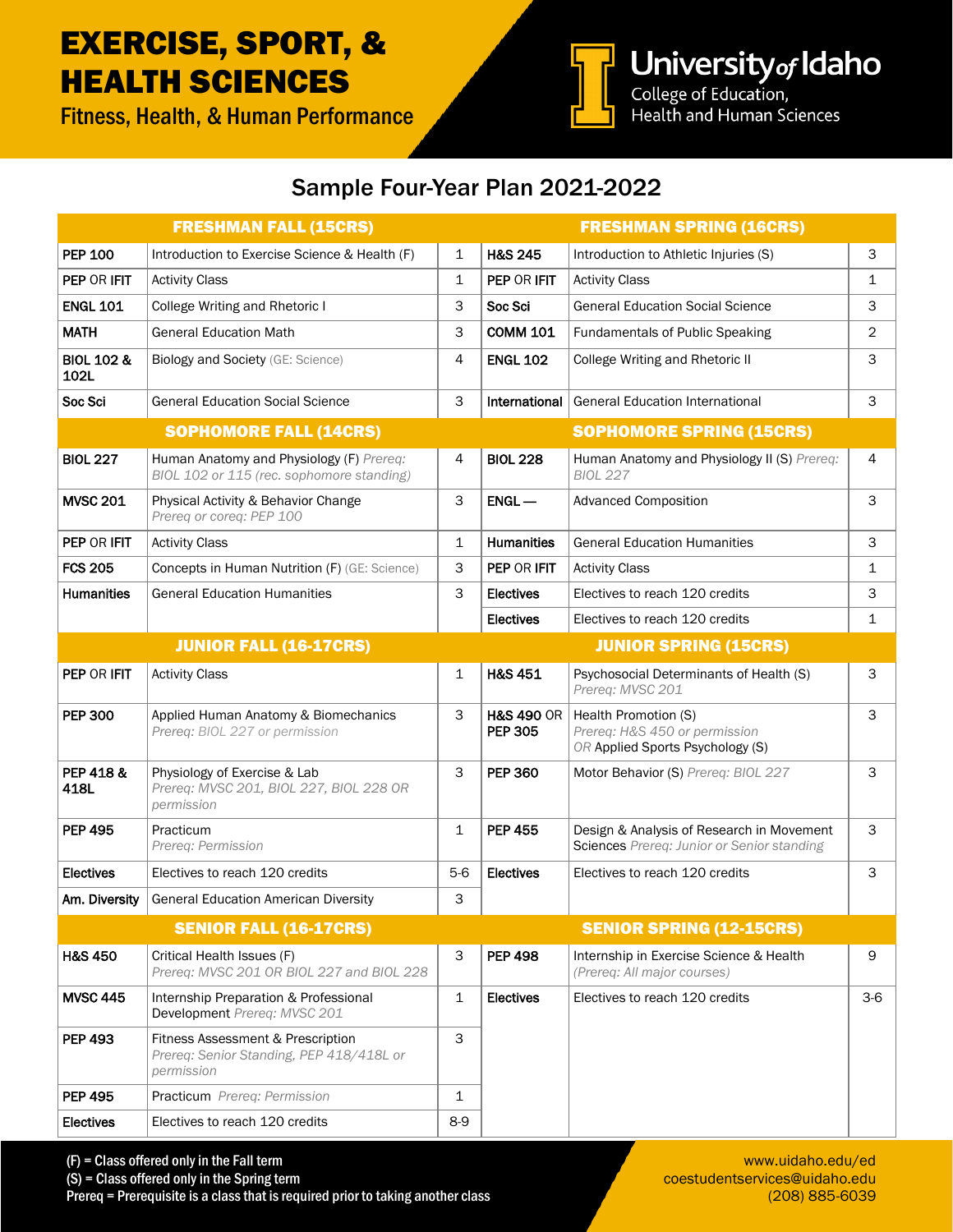# EXERCISE, SPORT, & HEALTH SCIENCES

Fitness, Health, & Human Performance

University of Idaho
College of Education, Health and Human Sciences

## Sample Four-Year Plan 2021-2022

| FRESHMAN FALL (15CRS) | | | FRESHMAN SPRING (16CRS) | | |
|---|---|---|---|---|---|
| **PEP 100** | Introduction to Exercise Science & Health (F) | 1 | **H&S 245** | Introduction to Athletic Injuries (S) | 3 |
| **PEP** OR **IFIT** | Activity Class | 1 | **PEP** OR **IFIT** | Activity Class | 1 |
| **ENGL 101** | College Writing and Rhetoric I | 3 | **Soc Sci** | General Education Social Science | 3 |
| **MATH** | General Education Math | 3 | **COMM 101** | Fundamentals of Public Speaking | 2 |
| **BIOL 102 & 102L** | Biology and Society (GE: Science) | 4 | **ENGL 102** | College Writing and Rhetoric II | 3 |
| **Soc Sci** | General Education Social Science | 3 | **International** | General Education International | 3 |
| **SOPHOMORE FALL (14CRS)** | | | **SOPHOMORE SPRING (15CRS)** | | |
| **BIOL 227** | Human Anatomy and Physiology (F) *Prereq: BIOL 102 or 115 (rec. sophomore standing)* | 4 | **BIOL 228** | Human Anatomy and Physiology II (S) *Prereq: BIOL 227* | 4 |
| **MVSC 201** | Physical Activity & Behavior Change *Prereq or coreq: PEP 100* | 3 | **ENGL —** | Advanced Composition | 3 |
| **PEP** OR **IFIT** | Activity Class | 1 | **Humanities** | General Education Humanities | 3 |
| **FCS 205** | Concepts in Human Nutrition (F) (GE: Science) | 3 | **PEP** OR **IFIT** | Activity Class | 1 |
| **Humanities** | General Education Humanities | 3 | **Electives** | Electives to reach 120 credits | 3 |
| | | | **Electives** | Electives to reach 120 credits | 1 |
| **JUNIOR FALL (16-17CRS)** | | | **JUNIOR SPRING (15CRS)** | | |
| **PEP** OR **IFIT** | Activity Class | 1 | **H&S 451** | Psychosocial Determinants of Health (S) *Prereq: MVSC 201* | 3 |
| **PEP 300** | Applied Human Anatomy & Biomechanics *Prereq: BIOL 227 or permission* | 3 | **H&S 490** OR **PEP 305** | Health Promotion (S) *Prereq: H&S 450 or permission* *OR* Applied Sports Psychology (S) | 3 |
| **PEP 418 & 418L** | Physiology of Exercise & Lab *Prereq: MVSC 201, BIOL 227, BIOL 228 OR permission* | 3 | **PEP 360** | Motor Behavior (S) *Prereq: BIOL 227* | 3 |
| **PEP 495** | Practicum *Prereq: Permission* | 1 | **PEP 455** | Design & Analysis of Research in Movement Sciences *Prereq: Junior or Senior standing* | 3 |
| **Electives** | Electives to reach 120 credits | 5-6 | **Electives** | Electives to reach 120 credits | 3 |
| **Am. Diversity** | General Education American Diversity | 3 | | | |
| **SENIOR FALL (16-17CRS)** | | | **SENIOR SPRING (12-15CRS)** | | |
| **H&S 450** | Critical Health Issues (F) *Prereq: MVSC 201 OR BIOL 227 and BIOL 228* | 3 | **PEP 498** | Internship in Exercise Science & Health *(Prereq: All major courses)* | 9 |
| **MVSC 445** | Internship Preparation & Professional Development *Prereq: MVSC 201* | 1 | **Electives** | Electives to reach 120 credits | 3-6 |
| **PEP 493** | Fitness Assessment & Prescription *Prereq: Senior Standing, PEP 418/418L or permission* | 3 | | | |
| **PEP 495** | Practicum *Prereq: Permission* | 1 | | | |
| **Electives** | Electives to reach 120 credits | 8-9 | | | |

(F) = Class offered only in the Fall term
(S) = Class offered only in the Spring term
Prereq = Prerequisite is a class that is required prior to taking another class

www.uidaho.edu/ed
coestudentservices@uidaho.edu
(208) 885-6039